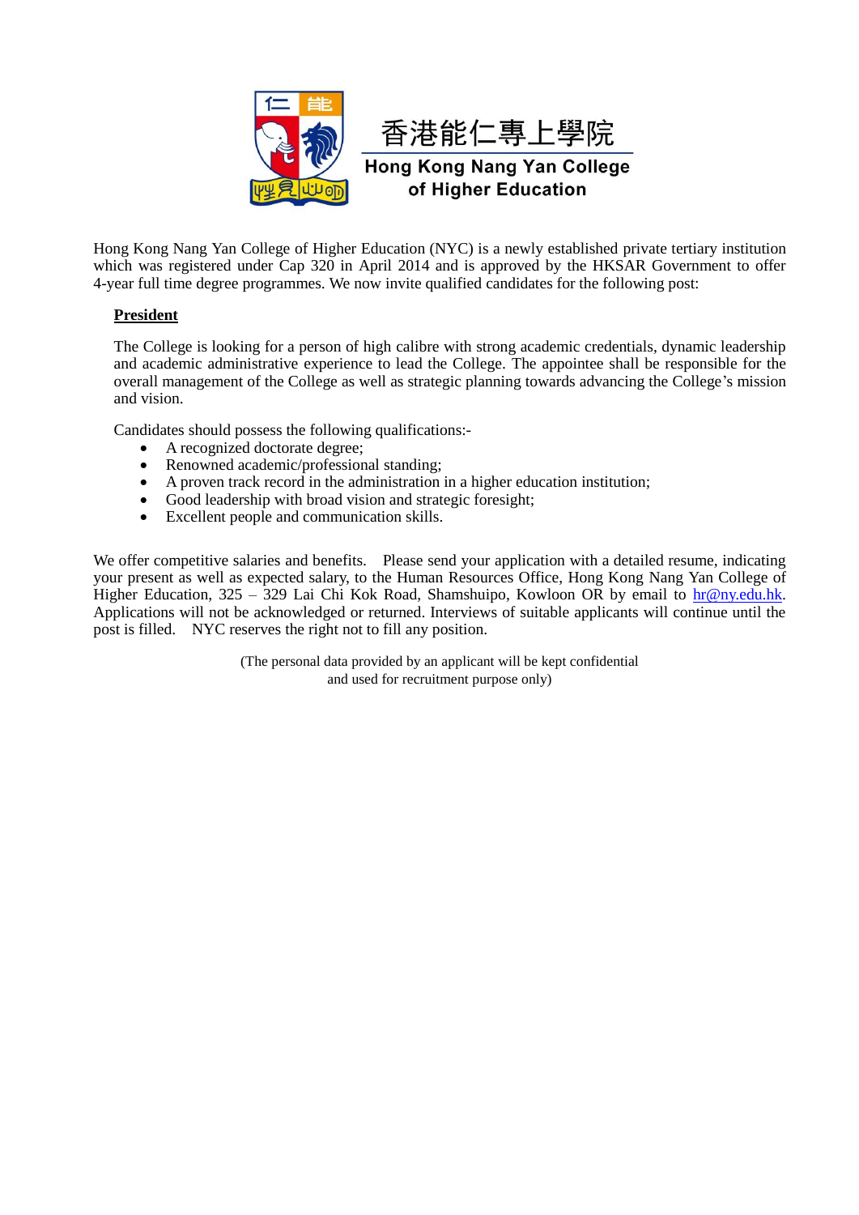香港能仁專上學院

**Hong Kong Nang Yan College of Higher Education**

Hong Kong Nang Yan College of Higher Education (NYC) is a newly established private tertiary institution which was registered under Cap 320 in April 2014 and is approved by the HKSAR Government to offer 4-year full time degree programmes. We now invite qualified candidates for the following post:

**President**

The College is looking for a person of high calibre with strong academic credentials, dynamic leadership and academic administrative experience to lead the College. The appointee shall be responsible for the overall management of the College as well as strategic planning towards advancing the College's mission and vision.

Candidates should possess the following qualifications:-

- A recognized doctorate degree;
- Renowned academic/professional standing;
- A proven track record in the administration in a higher education institution;
- Good leadership with broad vision and strategic foresight;
- Excellent people and communication skills.

We offer competitive salaries and benefits. Please send your application with a detailed resume, indicating your present as well as expected salary, to the Human Resources Office, Hong Kong Nang Yan College of Higher Education, 325 – 329 Lai Chi Kok Road, Shamshuipo, Kowloon OR by email to hr@ny.edu.hk. Applications will not be acknowledged or returned. Interviews of suitable applicants will continue until the post is filled. NYC reserves the right not to fill any position.

(The personal data provided by an applicant will be kept confidential and used for recruitment purpose only)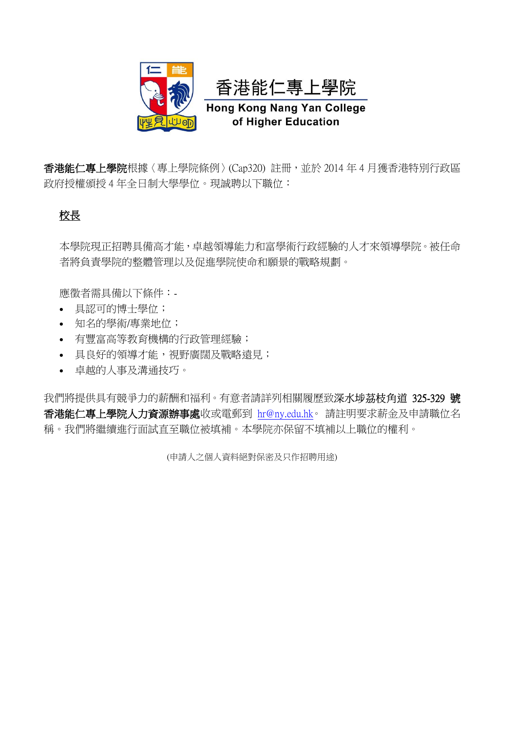香港能仁專上學院

Hong Kong Nang Yan College of Higher Education

**香港能仁專上學院**根據〈專上學院條例〉(Cap320) 註冊，並於 2014 年 4 月獲香港特別行政區政府授權頒授 4 年全日制大學學位。現誠聘以下職位：

## 校長

本學院現正招聘具備高才能，卓越領導能力和富學術行政經驗的人才來領導學院。被任命者將負責學院的整體管理以及促進學院使命和願景的戰略規劃。

應徵者需具備以下條件：-

- 具認可的博士學位；
- 知名的學術/專業地位；
- 有豐富高等教育機構的行政管理經驗；
- 具良好的領導才能，視野廣闊及戰略遠見；
- 卓越的人事及溝通技巧。

我們將提供具有競爭力的薪酬和福利。有意者請詳列相關履歷致**深水埗荔枝角道 325-329 號香港能仁專上學院人力資源辦事處**收或電郵到 hr@ny.edu.hk。 請註明要求薪金及申請職位名稱。我們將繼續進行面試直至職位被填補。本學院亦保留不填補以上職位的權利。

(申請人之個人資料絕對保密及只作招聘用途)